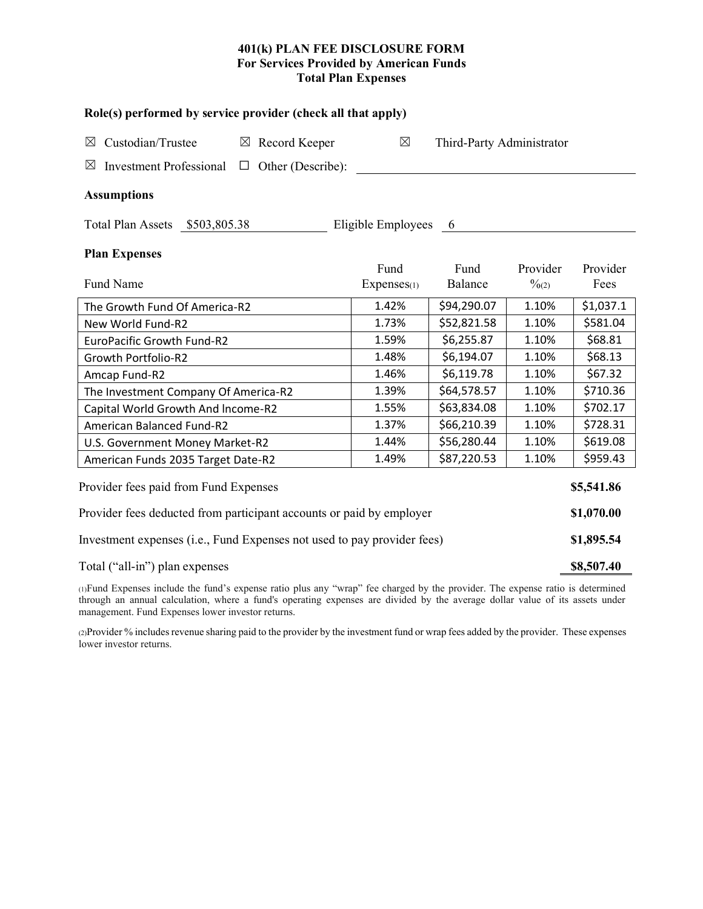# 401(k) PLAN FEE DISCLOSURE FORM
## For Services Provided by American Funds
## Total Plan Expenses

### Role(s) performed by service provider (check all that apply)

☒ Custodian/Trustee ☒ Record Keeper ☒ Third-Party Administrator

☒ Investment Professional ☐ Other (Describe): ______________________

### Assumptions

Total Plan Assets $503,805.38 Eligible Employees 6

### Plan Expenses

| Fund Name | Fund Expenses(1) | Fund Balance | Provider %(2) | Provider Fees |
|---|---|---|---|---|
| The Growth Fund Of America-R2 | 1.42% | $94,290.07 | 1.10% | $1,037.1 |
| New World Fund-R2 | 1.73% | $52,821.58 | 1.10% | $581.04 |
| EuroPacific Growth Fund-R2 | 1.59% | $6,255.87 | 1.10% | $68.81 |
| Growth Portfolio-R2 | 1.48% | $6,194.07 | 1.10% | $68.13 |
| Amcap Fund-R2 | 1.46% | $6,119.78 | 1.10% | $67.32 |
| The Investment Company Of America-R2 | 1.39% | $64,578.57 | 1.10% | $710.36 |
| Capital World Growth And Income-R2 | 1.55% | $63,834.08 | 1.10% | $702.17 |
| American Balanced Fund-R2 | 1.37% | $66,210.39 | 1.10% | $728.31 |
| U.S. Government Money Market-R2 | 1.44% | $56,280.44 | 1.10% | $619.08 |
| American Funds 2035 Target Date-R2 | 1.49% | $87,220.53 | 1.10% | $959.43 |

| | |
|---|---|
| Provider fees paid from Fund Expenses | **$5,541.86** |
| Provider fees deducted from participant accounts or paid by employer | **$1,070.00** |
| Investment expenses (i.e., Fund Expenses not used to pay provider fees) | **$1,895.54** |
| Total ("all-in") plan expenses | **$8,507.40** |

(1)Fund Expenses include the fund's expense ratio plus any "wrap" fee charged by the provider. The expense ratio is determined through an annual calculation, where a fund's operating expenses are divided by the average dollar value of its assets under management. Fund Expenses lower investor returns.

(2)Provider % includes revenue sharing paid to the provider by the investment fund or wrap fees added by the provider. These expenses lower investor returns.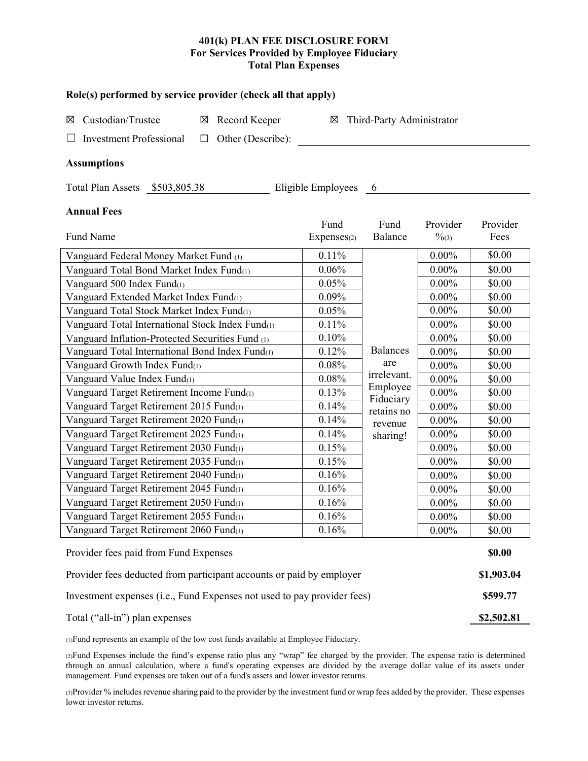# 401(k) PLAN FEE DISCLOSURE FORM
## For Services Provided by Employee Fiduciary
## Total Plan Expenses

### Role(s) performed by service provider (check all that apply)

☒ Custodian/Trustee ☒ Record Keeper ☒ Third-Party Administrator

☐ Investment Professional ☐ Other (Describe):

### Assumptions

Total Plan Assets $503,805.38 Eligible Employees 6

### Annual Fees

| Fund Name | Fund Expenses(2) | Fund Balance | Provider %(3) | Provider Fees |
|---|---|---|---|---|
| Vanguard Federal Money Market Fund (1) | 0.11% | Balances are irrelevant. Employee Fiduciary retains no revenue sharing! | 0.00% | $0.00 |
| Vanguard Total Bond Market Index Fund(1) | 0.06% | | 0.00% | $0.00 |
| Vanguard 500 Index Fund(1) | 0.05% | | 0.00% | $0.00 |
| Vanguard Extended Market Index Fund(1) | 0.09% | | 0.00% | $0.00 |
| Vanguard Total Stock Market Index Fund(1) | 0.05% | | 0.00% | $0.00 |
| Vanguard Total International Stock Index Fund(1) | 0.11% | | 0.00% | $0.00 |
| Vanguard Inflation-Protected Securities Fund (1) | 0.10% | | 0.00% | $0.00 |
| Vanguard Total International Bond Index Fund(1) | 0.12% | | 0.00% | $0.00 |
| Vanguard Growth Index Fund(1) | 0.08% | | 0.00% | $0.00 |
| Vanguard Value Index Fund(1) | 0.08% | | 0.00% | $0.00 |
| Vanguard Target Retirement Income Fund(1) | 0.13% | | 0.00% | $0.00 |
| Vanguard Target Retirement 2015 Fund(1) | 0.14% | | 0.00% | $0.00 |
| Vanguard Target Retirement 2020 Fund(1) | 0.14% | | 0.00% | $0.00 |
| Vanguard Target Retirement 2025 Fund(1) | 0.14% | | 0.00% | $0.00 |
| Vanguard Target Retirement 2030 Fund(1) | 0.15% | | 0.00% | $0.00 |
| Vanguard Target Retirement 2035 Fund(1) | 0.15% | | 0.00% | $0.00 |
| Vanguard Target Retirement 2040 Fund(1) | 0.16% | | 0.00% | $0.00 |
| Vanguard Target Retirement 2045 Fund(1) | 0.16% | | 0.00% | $0.00 |
| Vanguard Target Retirement 2050 Fund(1) | 0.16% | | 0.00% | $0.00 |
| Vanguard Target Retirement 2055 Fund(1) | 0.16% | | 0.00% | $0.00 |
| Vanguard Target Retirement 2060 Fund(1) | 0.16% | | 0.00% | $0.00 |

| | |
|---|---|
| Provider fees paid from Fund Expenses | **$0.00** |
| Provider fees deducted from participant accounts or paid by employer | **$1,903.04** |
| Investment expenses (i.e., Fund Expenses not used to pay provider fees) | **$599.77** |
| Total ("all-in") plan expenses | **$2,502.81** |

(1)Fund represents an example of the low cost funds available at Employee Fiduciary.

(2)Fund Expenses include the fund's expense ratio plus any "wrap" fee charged by the provider. The expense ratio is determined through an annual calculation, where a fund's operating expenses are divided by the average dollar value of its assets under management. Fund expenses are taken out of a fund's assets and lower investor returns.

(3)Provider % includes revenue sharing paid to the provider by the investment fund or wrap fees added by the provider. These expenses lower investor returns.